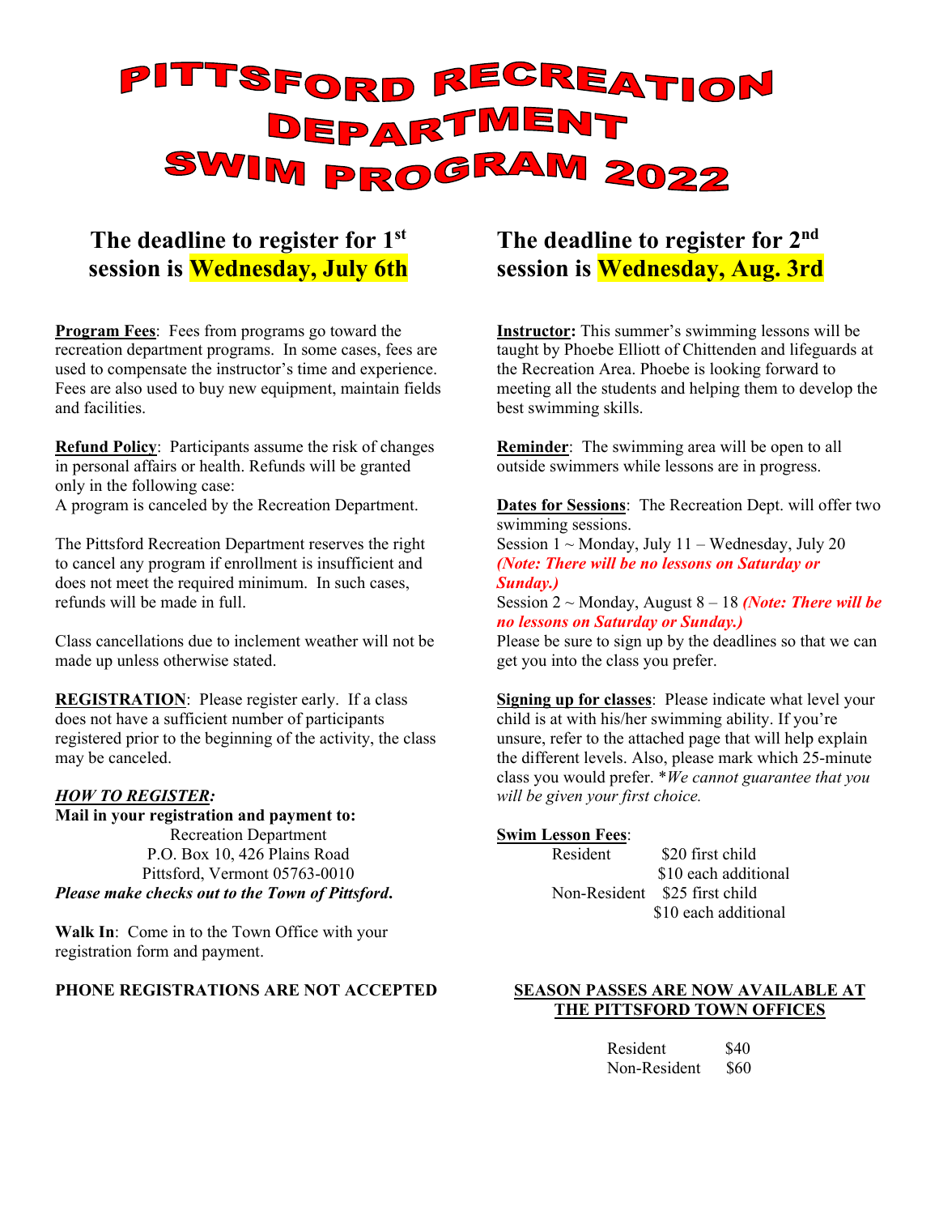# PITTSFORD RECREATION DEPARTMENT SWIM PROGRAM 2022

## The deadline to register for 1st session is Wednesday, July 6th

**Program Fees**: Fees from programs go toward the recreation department programs. In some cases, fees are used to compensate the instructor's time and experience. Fees are also used to buy new equipment, maintain fields and facilities.

**Refund Policy**: Participants assume the risk of changes in personal affairs or health. Refunds will be granted only in the following case:
A program is canceled by the Recreation Department.

The Pittsford Recreation Department reserves the right to cancel any program if enrollment is insufficient and does not meet the required minimum. In such cases, refunds will be made in full.

Class cancellations due to inclement weather will not be made up unless otherwise stated.

**REGISTRATION**: Please register early. If a class does not have a sufficient number of participants registered prior to the beginning of the activity, the class may be canceled.

***HOW TO REGISTER:***

**Mail in your registration and payment to:**

Recreation Department
P.O. Box 10, 426 Plains Road
Pittsford, Vermont 05763-0010

***Please make checks out to the Town of Pittsford.***

**Walk In**: Come in to the Town Office with your registration form and payment.

**PHONE REGISTRATIONS ARE NOT ACCEPTED**

## The deadline to register for 2nd session is Wednesday, Aug. 3rd

**Instructor:** This summer's swimming lessons will be taught by Phoebe Elliott of Chittenden and lifeguards at the Recreation Area. Phoebe is looking forward to meeting all the students and helping them to develop the best swimming skills.

**Reminder**: The swimming area will be open to all outside swimmers while lessons are in progress.

**Dates for Sessions**: The Recreation Dept. will offer two swimming sessions.
Session 1 ~ Monday, July 11 – Wednesday, July 20 ***(Note: There will be no lessons on Saturday or Sunday.)***
Session 2 ~ Monday, August 8 – 18 ***(Note: There will be no lessons on Saturday or Sunday.)***
Please be sure to sign up by the deadlines so that we can get you into the class you prefer.

**Signing up for classes**: Please indicate what level your child is at with his/her swimming ability. If you're unsure, refer to the attached page that will help explain the different levels. Also, please mark which 25-minute class you would prefer. **We cannot guarantee that you will be given your first choice.*

**Swim Lesson Fees**:

| | |
|---|---|
| Resident | $20 first child |
| | $10 each additional |
| Non-Resident | $25 first child |
| | $10 each additional |

**SEASON PASSES ARE NOW AVAILABLE AT THE PITTSFORD TOWN OFFICES**

| | |
|---|---|
| Resident | $40 |
| Non-Resident | $60 |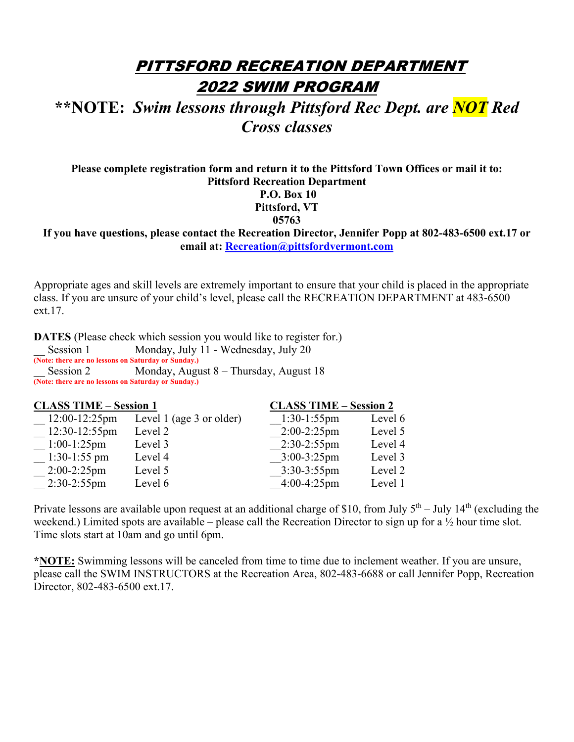# *PITTSFORD RECREATION DEPARTMENT*
# *2022 SWIM PROGRAM*

## **\*\*NOTE: *Swim lessons through Pittsford Rec Dept. are NOT Red Cross classes***

**Please complete registration form and return it to the Pittsford Town Offices or mail it to:**
**Pittsford Recreation Department**
**P.O. Box 10**
**Pittsford, VT**
**05763**
**If you have questions, please contact the Recreation Director, Jennifer Popp at 802-483-6500 ext.17 or email at: Recreation@pittsfordvermont.com**

Appropriate ages and skill levels are extremely important to ensure that your child is placed in the appropriate class. If you are unsure of your child's level, please call the RECREATION DEPARTMENT at 483-6500 ext.17.

**DATES** (Please check which session you would like to register for.)

__ Session 1 Monday, July 11 - Wednesday, July 20
**(Note: there are no lessons on Saturday or Sunday.)**

__ Session 2 Monday, August 8 – Thursday, August 18
**(Note: there are no lessons on Saturday or Sunday.)**

**CLASS TIME – Session 1**

| Time | Level |
|---|---|
| __ 12:00-12:25pm | Level 1 (age 3 or older) |
| __ 12:30-12:55pm | Level 2 |
| __ 1:00-1:25pm | Level 3 |
| __ 1:30-1:55 pm | Level 4 |
| __ 2:00-2:25pm | Level 5 |
| __ 2:30-2:55pm | Level 6 |

**CLASS TIME – Session 2**

| Time | Level |
|---|---|
| __1:30-1:55pm | Level 6 |
| __2:00-2:25pm | Level 5 |
| __2:30-2:55pm | Level 4 |
| __3:00-3:25pm | Level 3 |
| __3:30-3:55pm | Level 2 |
| __4:00-4:25pm | Level 1 |

Private lessons are available upon request at an additional charge of $10, from July 5th – July 14th (excluding the weekend.) Limited spots are available – please call the Recreation Director to sign up for a ½ hour time slot. Time slots start at 10am and go until 6pm.

***NOTE:** Swimming lessons will be canceled from time to time due to inclement weather. If you are unsure, please call the SWIM INSTRUCTORS at the Recreation Area, 802-483-6688 or call Jennifer Popp, Recreation Director, 802-483-6500 ext.17.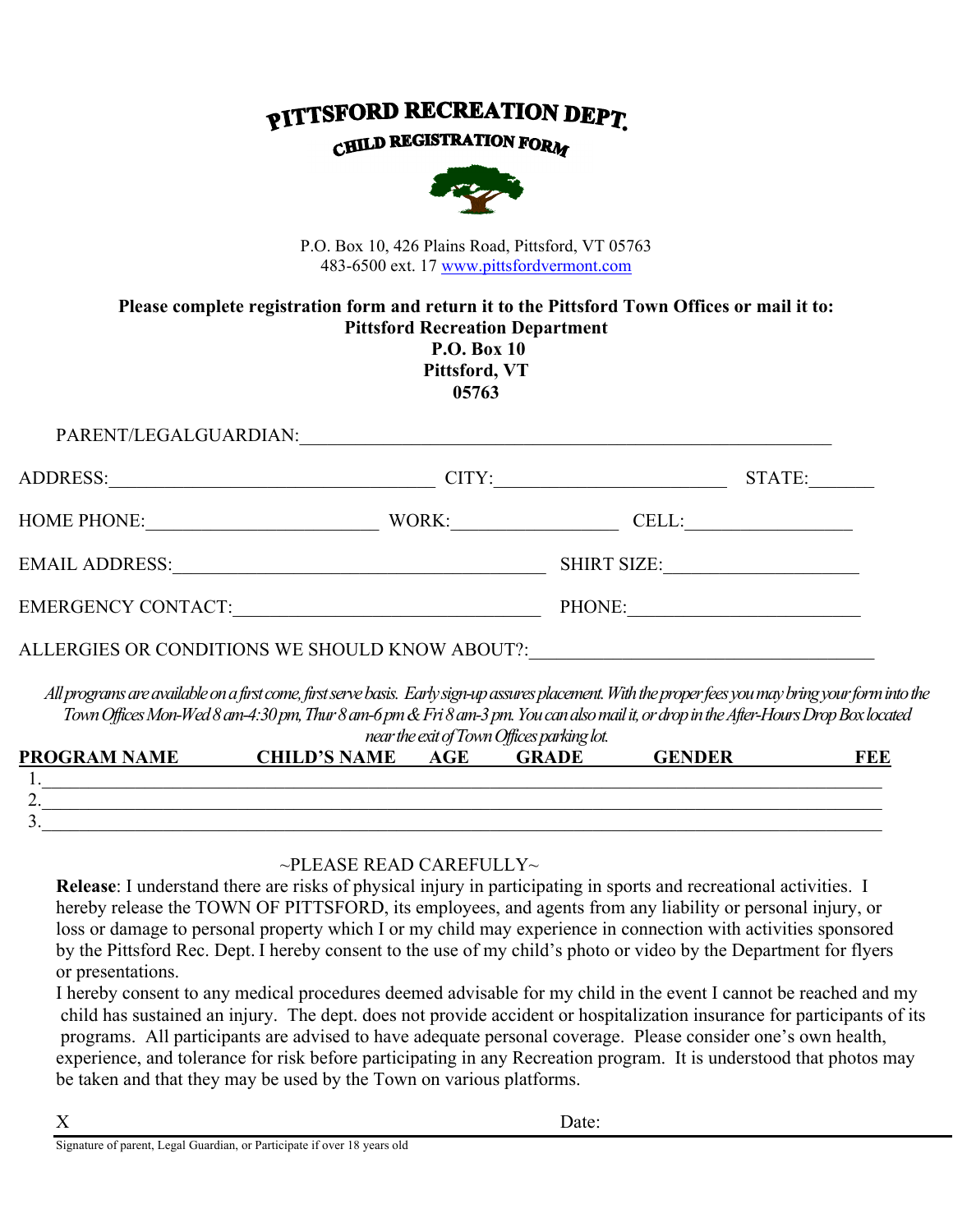# PITTSFORD RECREATION DEPT.

## CHILD REGISTRATION FORM

P.O. Box 10, 426 Plains Road, Pittsford, VT 05763
483-6500 ext. 17 www.pittsfordvermont.com

**Please complete registration form and return it to the Pittsford Town Offices or mail it to:**
**Pittsford Recreation Department**
**P.O. Box 10**
**Pittsford, VT**
**05763**

PARENT/LEGALGUARDIAN:\_\_\_\_\_\_\_\_\_\_\_\_\_\_\_\_\_\_\_\_\_\_\_\_\_\_\_\_\_\_\_\_\_\_\_\_\_\_\_\_\_\_\_\_\_\_\_\_

ADDRESS:\_\_\_\_\_\_\_\_\_\_\_\_\_\_\_\_\_\_\_\_\_\_\_\_\_\_\_\_ CITY:\_\_\_\_\_\_\_\_\_\_\_\_\_\_\_\_\_\_\_\_ STATE:\_\_\_\_\_\_

HOME PHONE:\_\_\_\_\_\_\_\_\_\_\_\_\_\_\_\_\_\_\_\_ WORK:\_\_\_\_\_\_\_\_\_\_\_\_\_\_\_ CELL:\_\_\_\_\_\_\_\_\_\_\_\_\_\_\_\_

EMAIL ADDRESS:\_\_\_\_\_\_\_\_\_\_\_\_\_\_\_\_\_\_\_\_\_\_\_\_\_\_\_\_\_\_\_\_\_\_ SHIRT SIZE:\_\_\_\_\_\_\_\_\_\_\_\_\_\_\_\_\_\_

EMERGENCY CONTACT:\_\_\_\_\_\_\_\_\_\_\_\_\_\_\_\_\_\_\_\_\_\_\_\_\_\_\_ PHONE:\_\_\_\_\_\_\_\_\_\_\_\_\_\_\_\_\_\_\_\_\_\_

ALLERGIES OR CONDITIONS WE SHOULD KNOW ABOUT?:\_\_\_\_\_\_\_\_\_\_\_\_\_\_\_\_\_\_\_\_\_\_\_\_\_\_\_\_\_\_\_\_

*All programs are available on a first come, first serve basis. Early sign-up assures placement. With the proper fees you may bring your form into the Town Offices Mon-Wed 8 am-4:30 pm, Thur 8 am-6 pm & Fri 8 am-3 pm. You can also mail it, or drop in the After-Hours Drop Box located near the exit of Town Offices parking lot.*

| | PROGRAM NAME | CHILD'S NAME | AGE | GRADE | GENDER | FEE |
|---|---|---|---|---|---|---|
| 1. | | | | | | |
| 2. | | | | | | |
| 3. | | | | | | |

~PLEASE READ CAREFULLY~

**Release**: I understand there are risks of physical injury in participating in sports and recreational activities. I hereby release the TOWN OF PITTSFORD, its employees, and agents from any liability or personal injury, or loss or damage to personal property which I or my child may experience in connection with activities sponsored by the Pittsford Rec. Dept. I hereby consent to the use of my child's photo or video by the Department for flyers or presentations.

I hereby consent to any medical procedures deemed advisable for my child in the event I cannot be reached and my child has sustained an injury. The dept. does not provide accident or hospitalization insurance for participants of its programs. All participants are advised to have adequate personal coverage. Please consider one's own health, experience, and tolerance for risk before participating in any Recreation program. It is understood that photos may be taken and that they may be used by the Town on various platforms.

X Date:

Signature of parent, Legal Guardian, or Participate if over 18 years old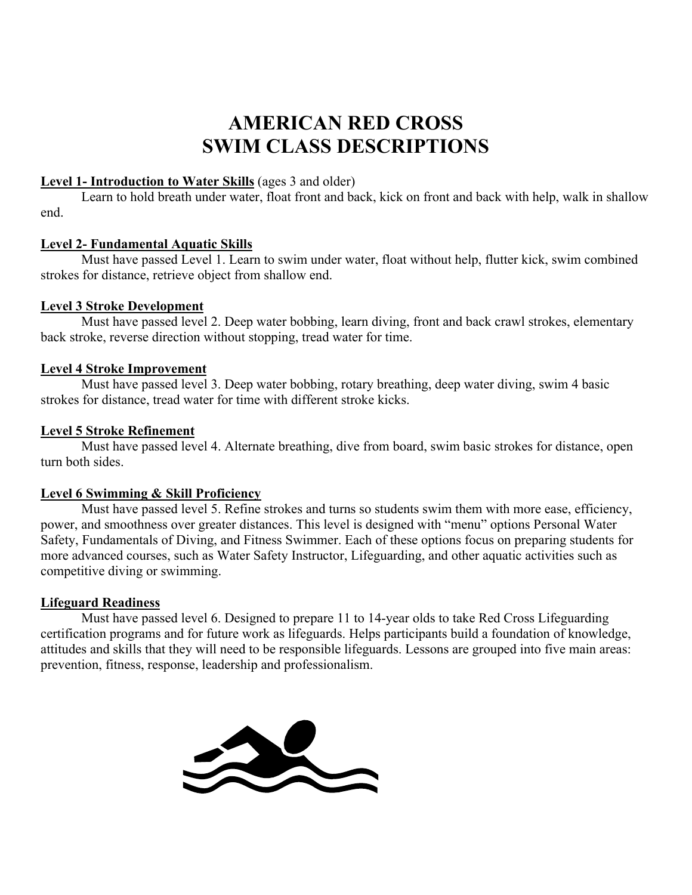# AMERICAN RED CROSS
# SWIM CLASS DESCRIPTIONS

**Level 1- Introduction to Water Skills** (ages 3 and older)

Learn to hold breath under water, float front and back, kick on front and back with help, walk in shallow end.

**Level 2- Fundamental Aquatic Skills**

Must have passed Level 1. Learn to swim under water, float without help, flutter kick, swim combined strokes for distance, retrieve object from shallow end.

**Level 3 Stroke Development**

Must have passed level 2. Deep water bobbing, learn diving, front and back crawl strokes, elementary back stroke, reverse direction without stopping, tread water for time.

**Level 4 Stroke Improvement**

Must have passed level 3. Deep water bobbing, rotary breathing, deep water diving, swim 4 basic strokes for distance, tread water for time with different stroke kicks.

**Level 5 Stroke Refinement**

Must have passed level 4. Alternate breathing, dive from board, swim basic strokes for distance, open turn both sides.

**Level 6 Swimming & Skill Proficiency**

Must have passed level 5. Refine strokes and turns so students swim them with more ease, efficiency, power, and smoothness over greater distances. This level is designed with "menu" options Personal Water Safety, Fundamentals of Diving, and Fitness Swimmer. Each of these options focus on preparing students for more advanced courses, such as Water Safety Instructor, Lifeguarding, and other aquatic activities such as competitive diving or swimming.

**Lifeguard Readiness**

Must have passed level 6. Designed to prepare 11 to 14-year olds to take Red Cross Lifeguarding certification programs and for future work as lifeguards. Helps participants build a foundation of knowledge, attitudes and skills that they will need to be responsible lifeguards. Lessons are grouped into five main areas: prevention, fitness, response, leadership and professionalism.